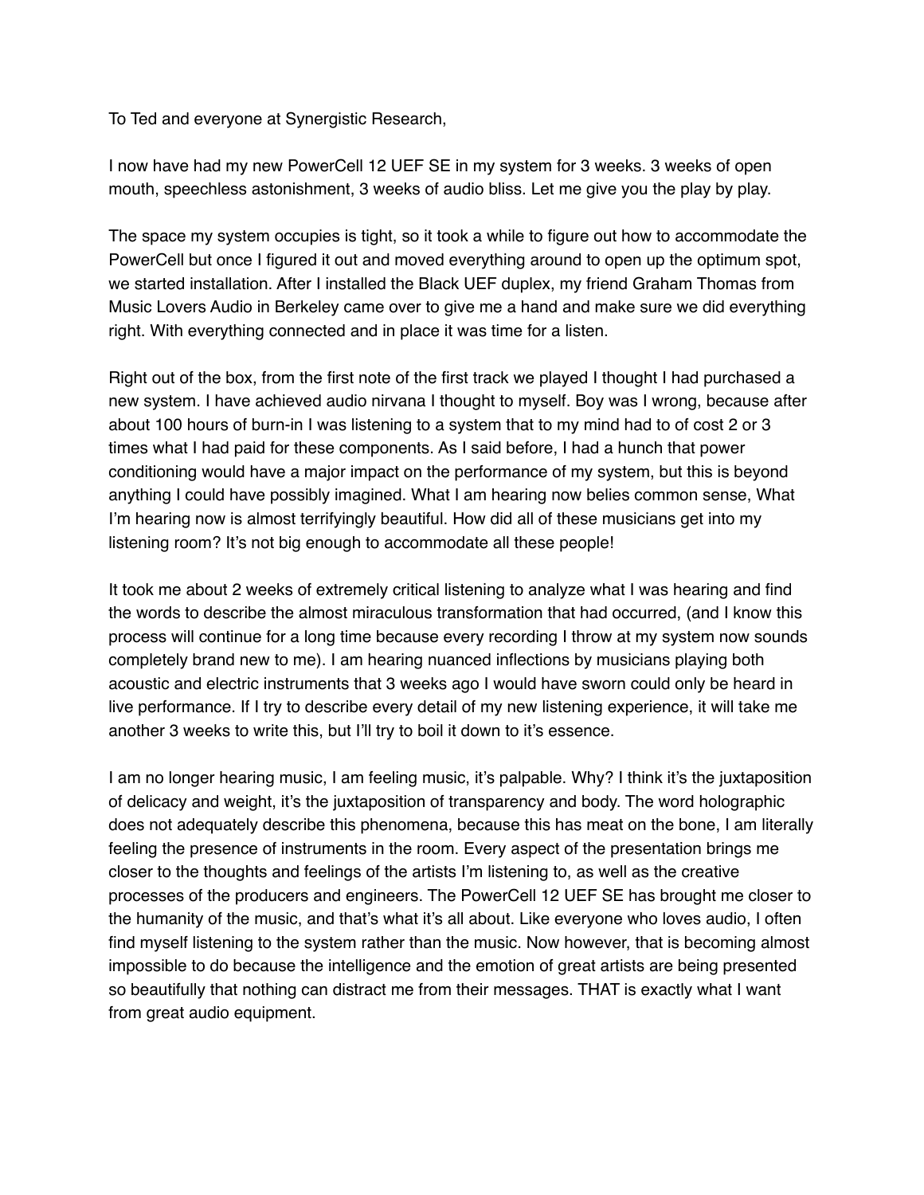To Ted and everyone at Synergistic Research,

I now have had my new PowerCell 12 UEF SE in my system for 3 weeks. 3 weeks of open mouth, speechless astonishment, 3 weeks of audio bliss. Let me give you the play by play.

The space my system occupies is tight, so it took a while to figure out how to accommodate the PowerCell but once I figured it out and moved everything around to open up the optimum spot, we started installation. After I installed the Black UEF duplex, my friend Graham Thomas from Music Lovers Audio in Berkeley came over to give me a hand and make sure we did everything right. With everything connected and in place it was time for a listen.

Right out of the box, from the first note of the first track we played I thought I had purchased a new system. I have achieved audio nirvana I thought to myself. Boy was I wrong, because after about 100 hours of burn-in I was listening to a system that to my mind had to of cost 2 or 3 times what I had paid for these components. As I said before, I had a hunch that power conditioning would have a major impact on the performance of my system, but this is beyond anything I could have possibly imagined. What I am hearing now belies common sense, What I'm hearing now is almost terrifyingly beautiful. How did all of these musicians get into my listening room? It's not big enough to accommodate all these people!

It took me about 2 weeks of extremely critical listening to analyze what I was hearing and find the words to describe the almost miraculous transformation that had occurred, (and I know this process will continue for a long time because every recording I throw at my system now sounds completely brand new to me). I am hearing nuanced inflections by musicians playing both acoustic and electric instruments that 3 weeks ago I would have sworn could only be heard in live performance. If I try to describe every detail of my new listening experience, it will take me another 3 weeks to write this, but I'll try to boil it down to it's essence.

I am no longer hearing music, I am feeling music, it's palpable. Why? I think it's the juxtaposition of delicacy and weight, it's the juxtaposition of transparency and body. The word holographic does not adequately describe this phenomena, because this has meat on the bone, I am literally feeling the presence of instruments in the room. Every aspect of the presentation brings me closer to the thoughts and feelings of the artists I'm listening to, as well as the creative processes of the producers and engineers. The PowerCell 12 UEF SE has brought me closer to the humanity of the music, and that's what it's all about. Like everyone who loves audio, I often find myself listening to the system rather than the music. Now however, that is becoming almost impossible to do because the intelligence and the emotion of great artists are being presented so beautifully that nothing can distract me from their messages. THAT is exactly what I want from great audio equipment.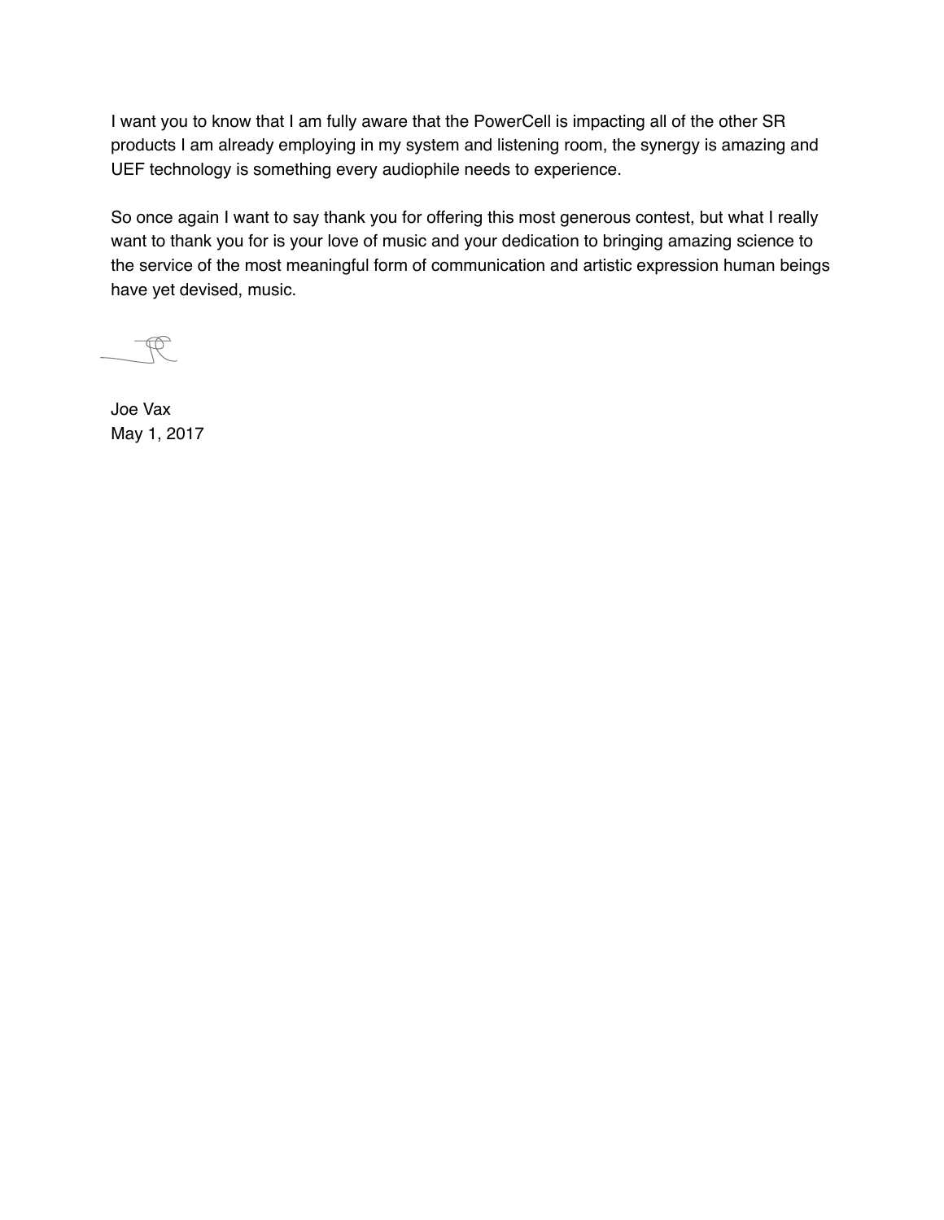I want you to know that I am fully aware that the PowerCell is impacting all of the other SR products I am already employing in my system and listening room, the synergy is amazing and UEF technology is something every audiophile needs to experience.

So once again I want to say thank you for offering this most generous contest, but what I really want to thank you for is your love of music and your dedication to bringing amazing science to the service of the most meaningful form of communication and artistic expression human beings have yet devised, music.

Joe Vax
May 1, 2017